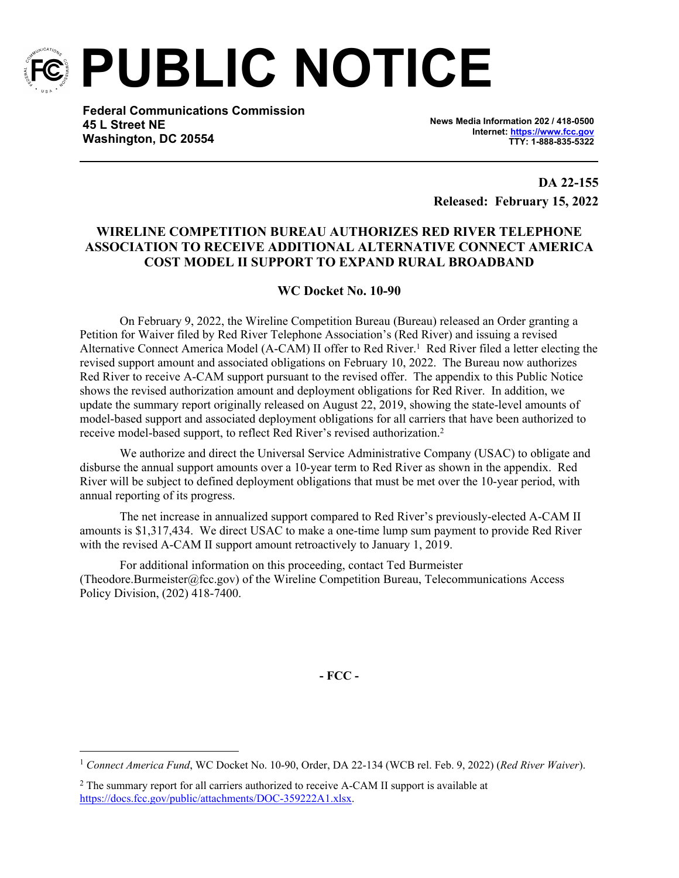# PUBLIC NOTICE

**Federal Communications Commission**
**45 L Street NE**
**Washington, DC 20554**

**News Media Information 202 / 418-0500**
**Internet: https://www.fcc.gov**
**TTY: 1-888-835-5322**

**DA 22-155**
**Released: February 15, 2022**

## WIRELINE COMPETITION BUREAU AUTHORIZES RED RIVER TELEPHONE ASSOCIATION TO RECEIVE ADDITIONAL ALTERNATIVE CONNECT AMERICA COST MODEL II SUPPORT TO EXPAND RURAL BROADBAND

### WC Docket No. 10-90

On February 9, 2022, the Wireline Competition Bureau (Bureau) released an Order granting a Petition for Waiver filed by Red River Telephone Association's (Red River) and issuing a revised Alternative Connect America Model (A-CAM) II offer to Red River.[1] Red River filed a letter electing the revised support amount and associated obligations on February 10, 2022. The Bureau now authorizes Red River to receive A-CAM support pursuant to the revised offer. The appendix to this Public Notice shows the revised authorization amount and deployment obligations for Red River. In addition, we update the summary report originally released on August 22, 2019, showing the state-level amounts of model-based support and associated deployment obligations for all carriers that have been authorized to receive model-based support, to reflect Red River's revised authorization.[2]

We authorize and direct the Universal Service Administrative Company (USAC) to obligate and disburse the annual support amounts over a 10-year term to Red River as shown in the appendix. Red River will be subject to defined deployment obligations that must be met over the 10-year period, with annual reporting of its progress.

The net increase in annualized support compared to Red River's previously-elected A-CAM II amounts is $1,317,434. We direct USAC to make a one-time lump sum payment to provide Red River with the revised A-CAM II support amount retroactively to January 1, 2019.

For additional information on this proceeding, contact Ted Burmeister (Theodore.Burmeister@fcc.gov) of the Wireline Competition Bureau, Telecommunications Access Policy Division, (202) 418-7400.

**- FCC -**

---

[1] *Connect America Fund*, WC Docket No. 10-90, Order, DA 22-134 (WCB rel. Feb. 9, 2022) (*Red River Waiver*).

[2] The summary report for all carriers authorized to receive A-CAM II support is available at https://docs.fcc.gov/public/attachments/DOC-359222A1.xlsx.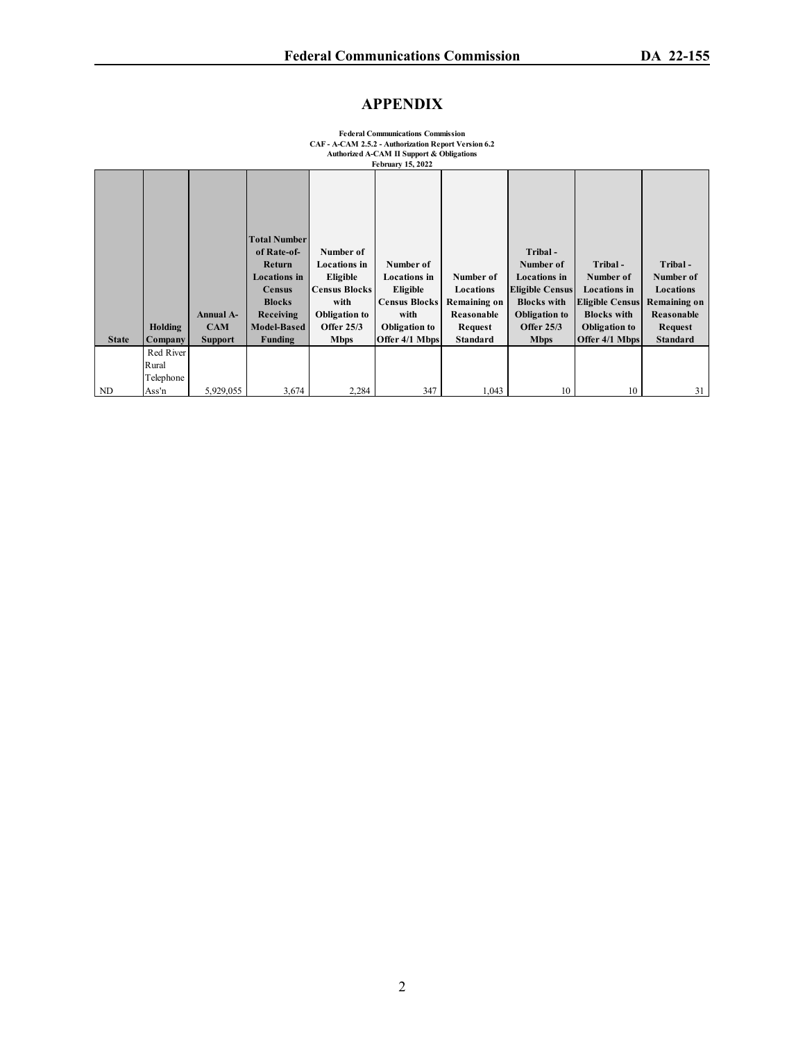# APPENDIX

**Federal Communications Commission**
**CAF - A-CAM 2.5.2 - Authorization Report Version 6.2**
**Authorized A-CAM II Support & Obligations**
**February 15, 2022**

| State | Holding Company | Annual A-CAM Support | Total Number of Rate-of-Return Locations in Census Blocks Receiving Model-Based Funding | Number of Locations in Eligible Census Blocks with Obligation to Offer 25/3 Mbps | Number of Locations in Eligible Census Blocks with Obligation to Offer 4/1 Mbps | Number of Locations Remaining on Reasonable Request Standard | Tribal - Number of Locations in Eligible Census Blocks with Obligation to Offer 25/3 Mbps | Tribal - Number of Locations in Eligible Census Blocks with Obligation to Offer 4/1 Mbps | Tribal - Number of Locations Remaining on Reasonable Request Standard |
|---|---|---|---|---|---|---|---|---|---|
| ND | Red River Rural Telephone Ass'n | 5,929,055 | 3,674 | 2,284 | 347 | 1,043 | 10 | 10 | 31 |